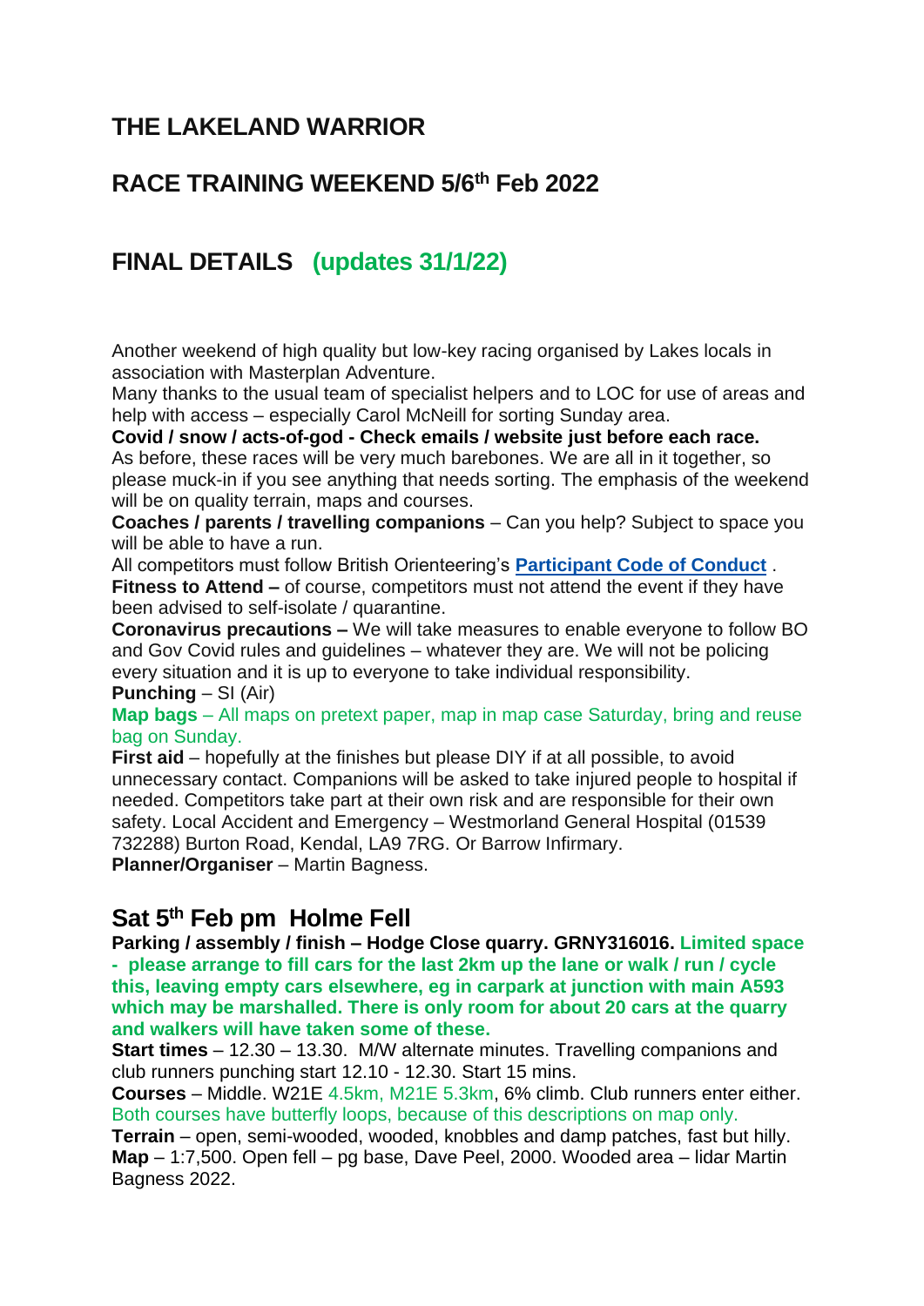## THE LAKELAND WARRIOR

## RACE TRAINING WEEKEND 5/6th Feb 2022

## FINAL DETAILS (updates 31/1/22)

Another weekend of high quality but low-key racing organised by Lakes locals in association with Masterplan Adventure.

Many thanks to the usual team of specialist helpers and to LOC for use of areas and help with access – especially Carol McNeill for sorting Sunday area.

**Covid / snow / acts-of-god - Check emails / website just before each race.**

As before, these races will be very much barebones. We are all in it together, so please muck-in if you see anything that needs sorting. The emphasis of the weekend will be on quality terrain, maps and courses.

**Coaches / parents / travelling companions** – Can you help? Subject to space you will be able to have a run.

All competitors must follow British Orienteering's **Participant Code of Conduct** .

**Fitness to Attend –** of course, competitors must not attend the event if they have been advised to self-isolate / quarantine.

**Coronavirus precautions –** We will take measures to enable everyone to follow BO and Gov Covid rules and guidelines – whatever they are. We will not be policing every situation and it is up to everyone to take individual responsibility.

**Punching** – SI (Air)

**Map bags** – All maps on pretext paper, map in map case Saturday, bring and reuse bag on Sunday.

**First aid** – hopefully at the finishes but please DIY if at all possible, to avoid unnecessary contact. Companions will be asked to take injured people to hospital if needed. Competitors take part at their own risk and are responsible for their own safety. Local Accident and Emergency – Westmorland General Hospital (01539 732288) Burton Road, Kendal, LA9 7RG. Or Barrow Infirmary.

**Planner/Organiser** – Martin Bagness.

## Sat 5th Feb pm Holme Fell

**Parking / assembly / finish – Hodge Close quarry. GRNY316016. Limited space - please arrange to fill cars for the last 2km up the lane or walk / run / cycle this, leaving empty cars elsewhere, eg in carpark at junction with main A593 which may be marshalled. There is only room for about 20 cars at the quarry and walkers will have taken some of these.**

**Start times** – 12.30 – 13.30. M/W alternate minutes. Travelling companions and club runners punching start 12.10 - 12.30. Start 15 mins.

**Courses** – Middle. W21E 4.5km, M21E 5.3km, 6% climb. Club runners enter either. Both courses have butterfly loops, because of this descriptions on map only.

**Terrain** – open, semi-wooded, wooded, knobbles and damp patches, fast but hilly.

**Map** – 1:7,500. Open fell – pg base, Dave Peel, 2000. Wooded area – lidar Martin Bagness 2022.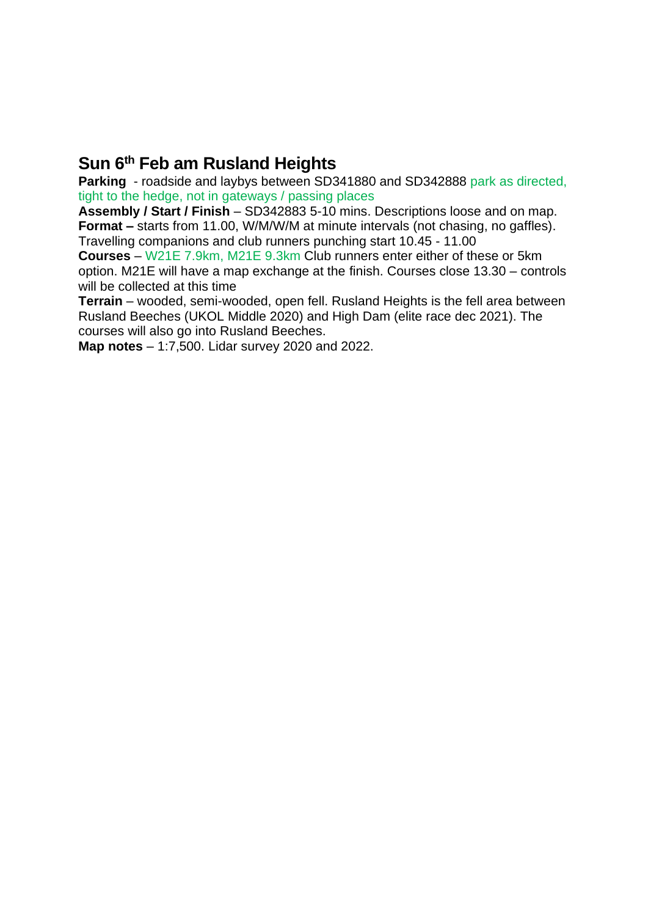## Sun 6th Feb am Rusland Heights

**Parking** - roadside and laybys between SD341880 and SD342888 park as directed, tight to the hedge, not in gateways / passing places

**Assembly / Start / Finish** – SD342883 5-10 mins. Descriptions loose and on map.

**Format –** starts from 11.00, W/M/W/M at minute intervals (not chasing, no gaffles). Travelling companions and club runners punching start 10.45 - 11.00

**Courses** – W21E 7.9km, M21E 9.3km Club runners enter either of these or 5km option. M21E will have a map exchange at the finish. Courses close 13.30 – controls will be collected at this time

**Terrain** – wooded, semi-wooded, open fell. Rusland Heights is the fell area between Rusland Beeches (UKOL Middle 2020) and High Dam (elite race dec 2021). The courses will also go into Rusland Beeches.

**Map notes** – 1:7,500. Lidar survey 2020 and 2022.